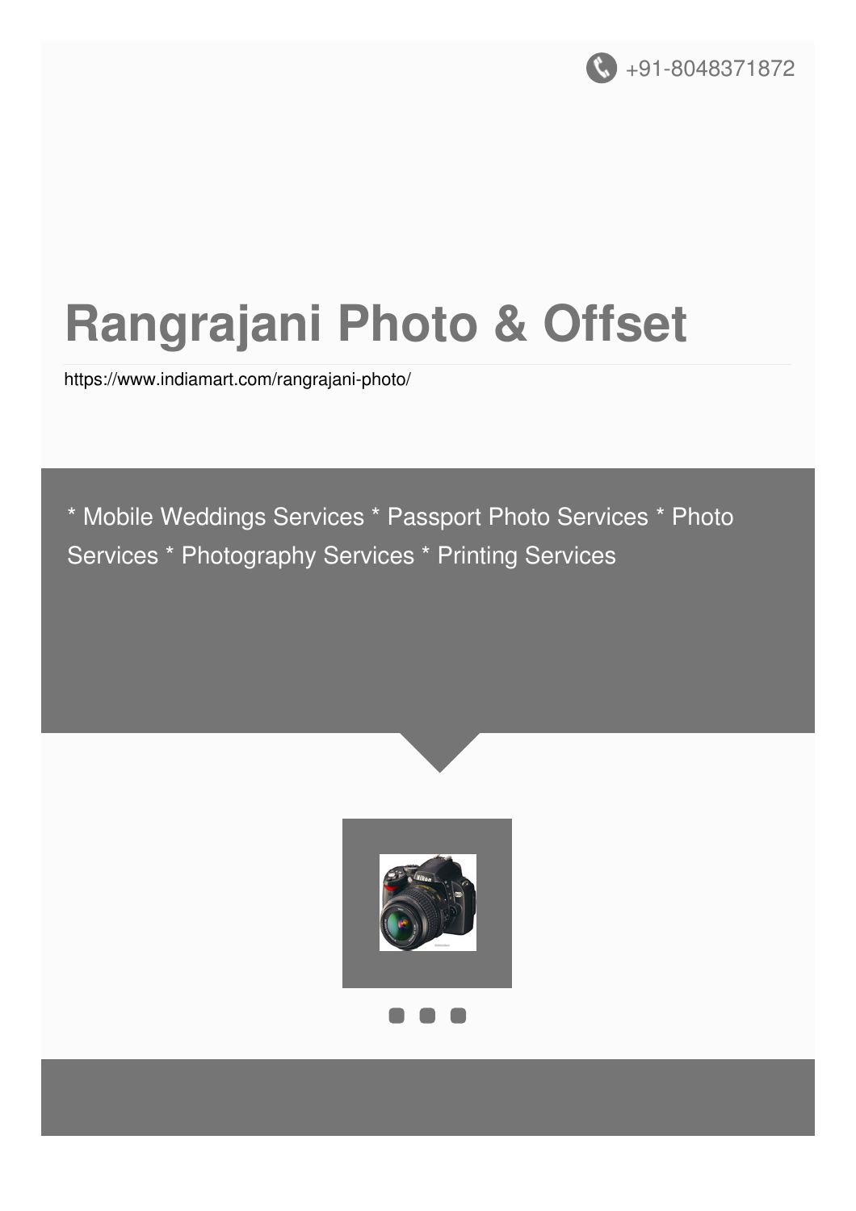+91-8048371872

# Rangrajani Photo & Offset

https://www.indiamart.com/rangrajani-photo/

* Mobile Weddings Services * Passport Photo Services * Photo Services * Photography Services * Printing Services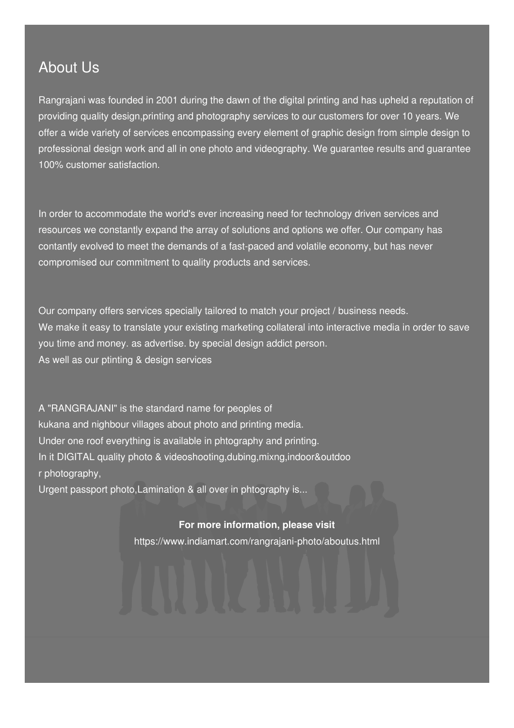## About Us

Rangrajani was founded in 2001 during the dawn of the digital printing and has upheld a reputation of providing quality design,printing and photography services to our customers for over 10 years. We offer a wide variety of services encompassing every element of graphic design from simple design to professional design work and all in one photo and videography. We guarantee results and guarantee 100% customer satisfaction.

In order to accommodate the world's ever increasing need for technology driven services and resources we constantly expand the array of solutions and options we offer. Our company has contantly evolved to meet the demands of a fast-paced and volatile economy, but has never compromised our commitment to quality products and services.

Our company offers services specially tailored to match your project / business needs.
We make it easy to translate your existing marketing collateral into interactive media in order to save you time and money. as advertise. by special design addict person.
As well as our ptinting & design services

A "RANGRAJANI" is the standard name for peoples of
kukana and nighbour villages about photo and printing media.
Under one roof everything is available in phtography and printing.
In it DIGITAL quality photo & videoshooting,dubing,mixng,indoor&outdoo
r photography,
Urgent passport photo,Lamination & all over in phtography is...

**For more information, please visit**
https://www.indiamart.com/rangrajani-photo/aboutus.html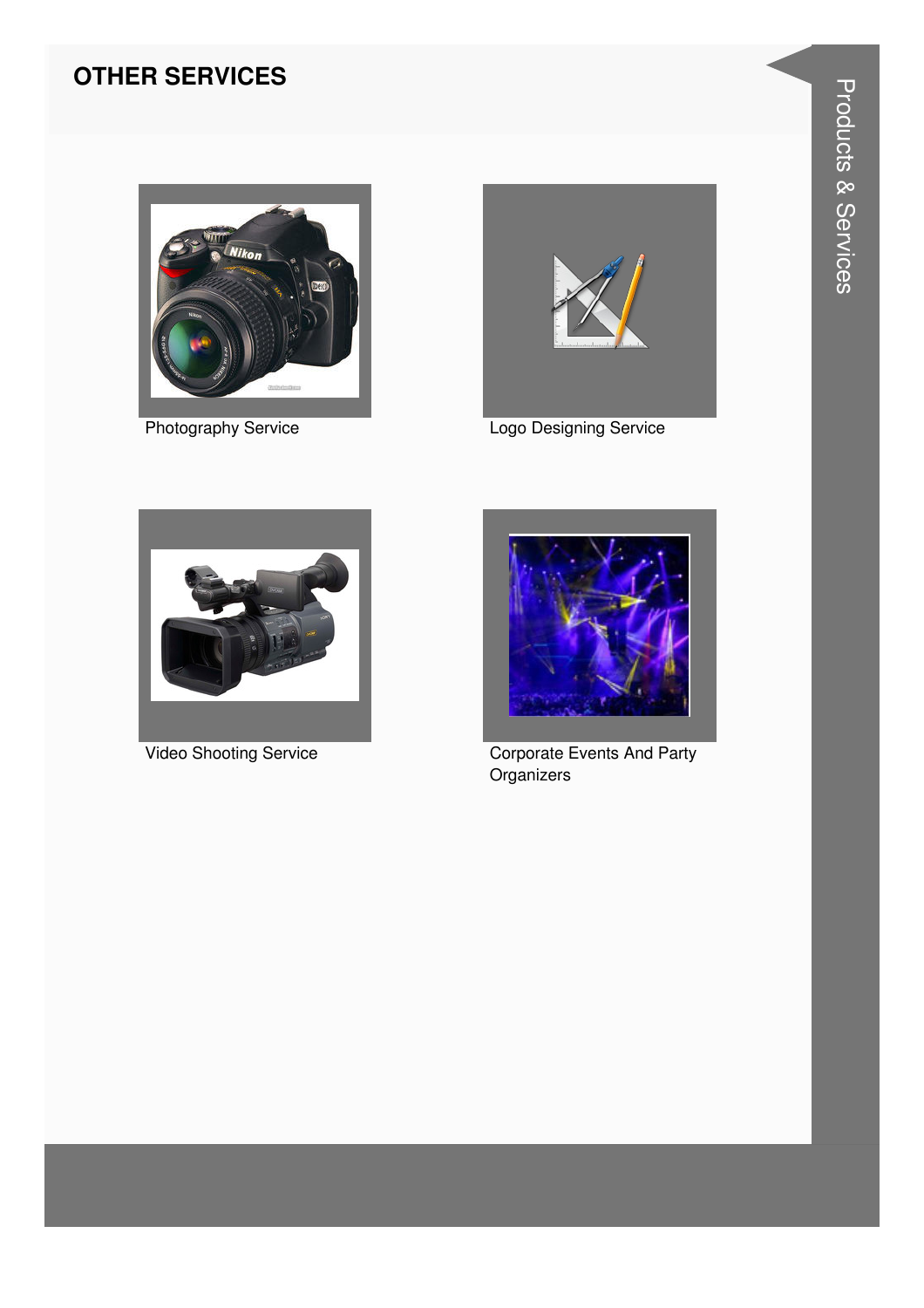# OTHER SERVICES

Photography Service

Logo Designing Service

Video Shooting Service

Corporate Events And Party Organizers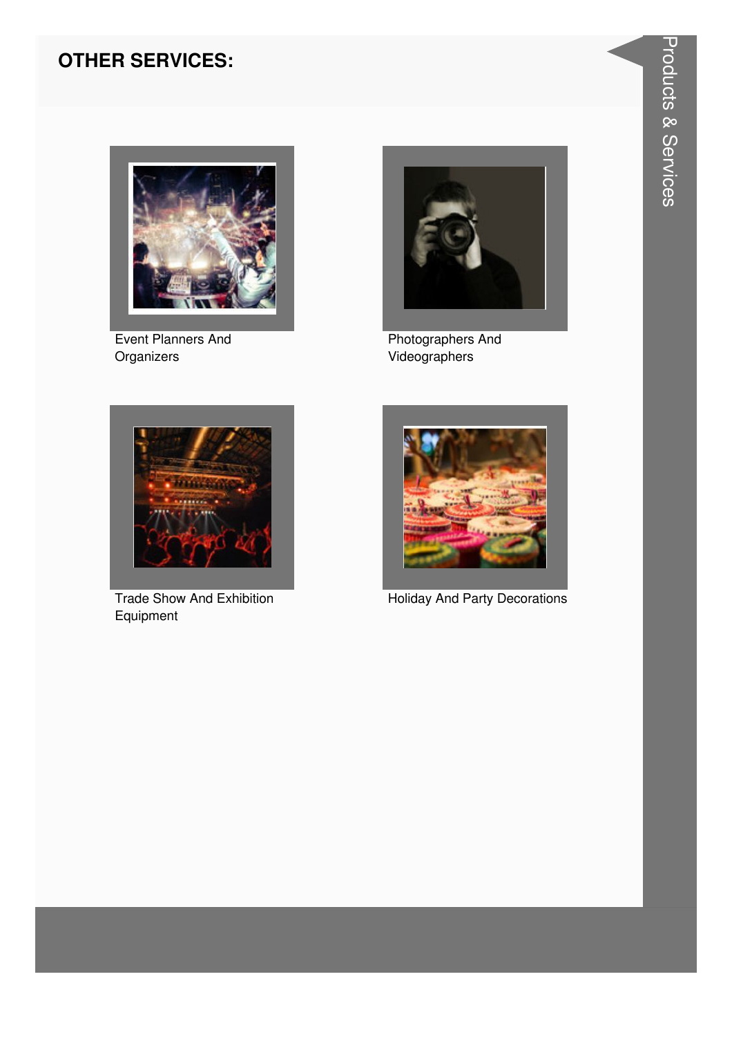## OTHER SERVICES:

Event Planners And Organizers

Photographers And Videographers

Trade Show And Exhibition Equipment

Holiday And Party Decorations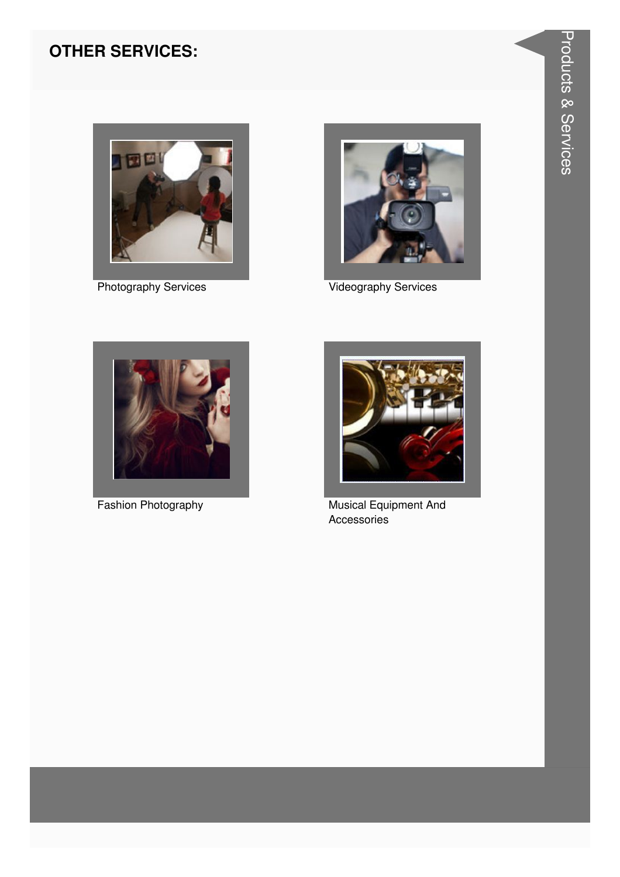## OTHER SERVICES:

Photography Services

Videography Services

Fashion Photography

Musical Equipment And Accessories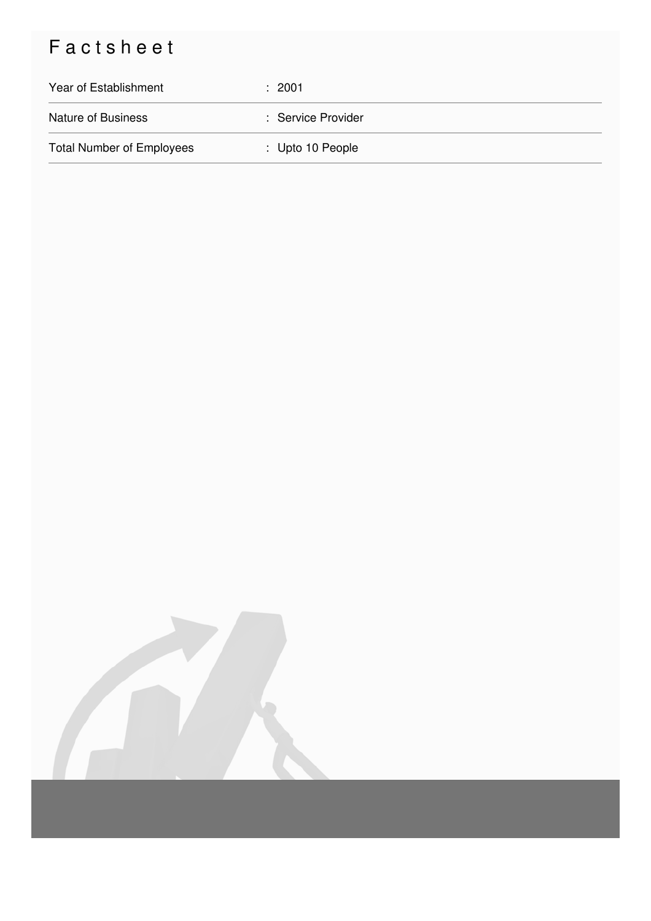# Factsheet

| | |
|---|---|
| Year of Establishment | : 2001 |
| Nature of Business | : Service Provider |
| Total Number of Employees | : Upto 10 People |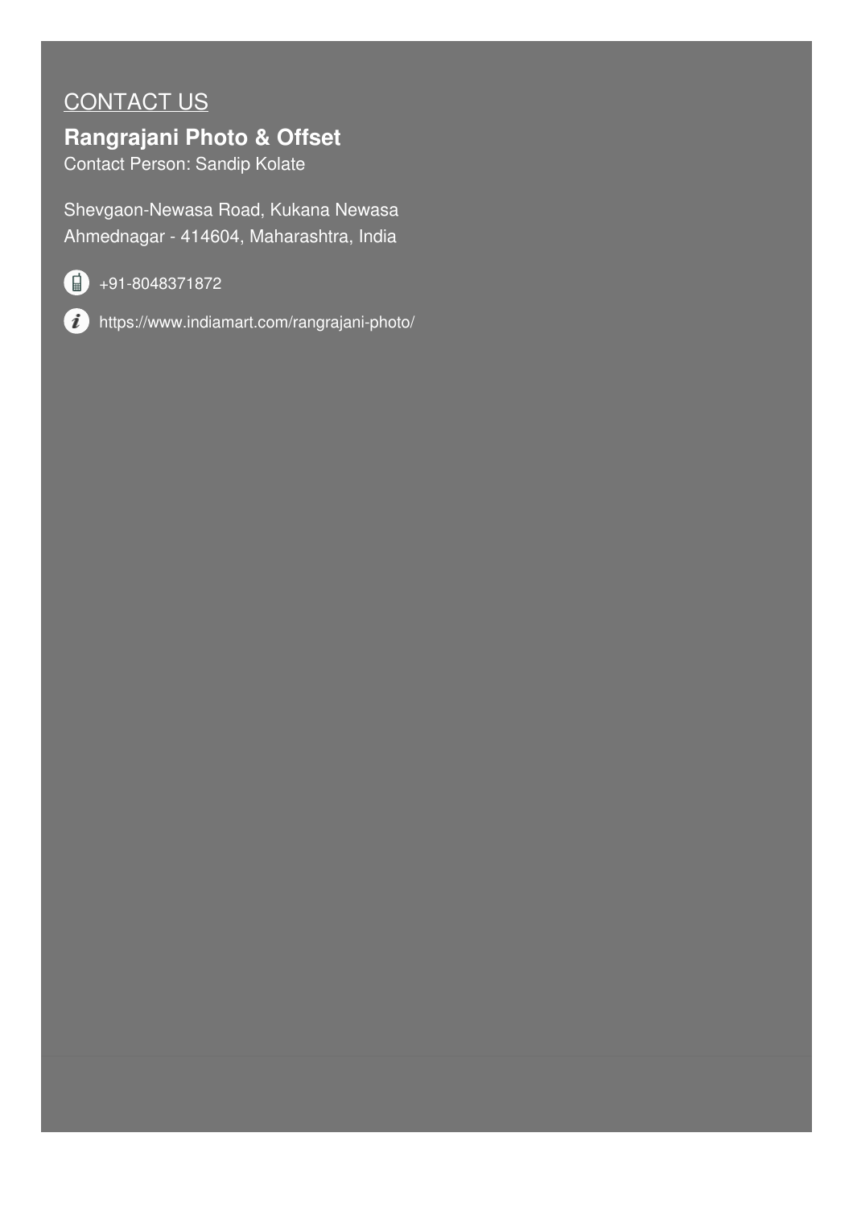## CONTACT US

### Rangrajani Photo & Offset

Contact Person: Sandip Kolate

Shevgaon-Newasa Road, Kukana Newasa
Ahmednagar - 414604, Maharashtra, India

+91-8048371872

https://www.indiamart.com/rangrajani-photo/